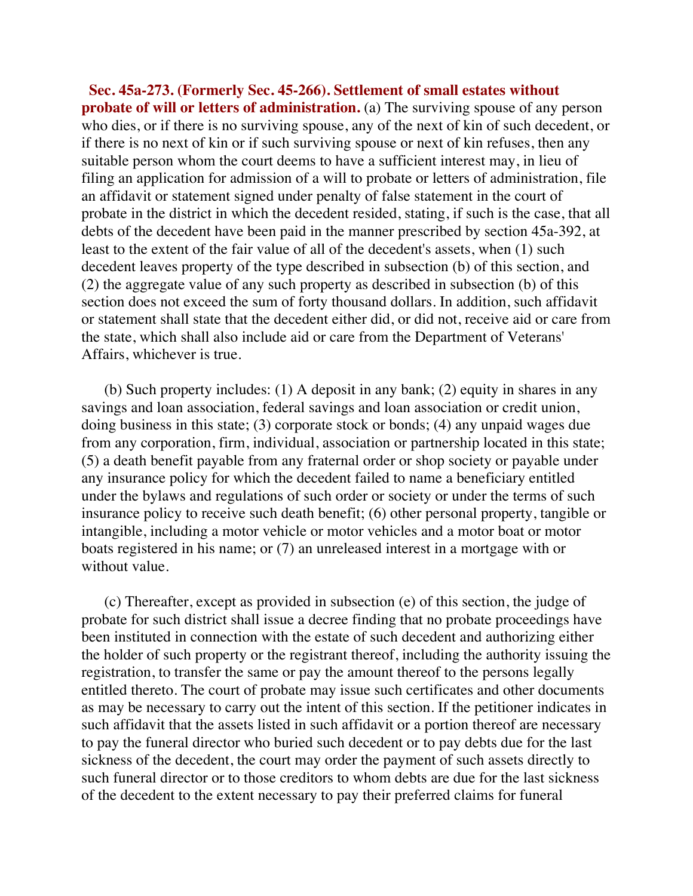**Sec. 45a-273. (Formerly Sec. 45-266). Settlement of small estates without probate of will or letters of administration.** (a) The surviving spouse of any person who dies, or if there is no surviving spouse, any of the next of kin of such decedent, or if there is no next of kin or if such surviving spouse or next of kin refuses, then any suitable person whom the court deems to have a sufficient interest may, in lieu of filing an application for admission of a will to probate or letters of administration, file an affidavit or statement signed under penalty of false statement in the court of probate in the district in which the decedent resided, stating, if such is the case, that all debts of the decedent have been paid in the manner prescribed by section 45a-392, at least to the extent of the fair value of all of the decedent's assets, when (1) such decedent leaves property of the type described in subsection (b) of this section, and (2) the aggregate value of any such property as described in subsection (b) of this section does not exceed the sum of forty thousand dollars. In addition, such affidavit or statement shall state that the decedent either did, or did not, receive aid or care from the state, which shall also include aid or care from the Department of Veterans' Affairs, whichever is true.

(b) Such property includes: (1) A deposit in any bank; (2) equity in shares in any savings and loan association, federal savings and loan association or credit union, doing business in this state; (3) corporate stock or bonds; (4) any unpaid wages due from any corporation, firm, individual, association or partnership located in this state; (5) a death benefit payable from any fraternal order or shop society or payable under any insurance policy for which the decedent failed to name a beneficiary entitled under the bylaws and regulations of such order or society or under the terms of such insurance policy to receive such death benefit; (6) other personal property, tangible or intangible, including a motor vehicle or motor vehicles and a motor boat or motor boats registered in his name; or (7) an unreleased interest in a mortgage with or without value.

(c) Thereafter, except as provided in subsection (e) of this section, the judge of probate for such district shall issue a decree finding that no probate proceedings have been instituted in connection with the estate of such decedent and authorizing either the holder of such property or the registrant thereof, including the authority issuing the registration, to transfer the same or pay the amount thereof to the persons legally entitled thereto. The court of probate may issue such certificates and other documents as may be necessary to carry out the intent of this section. If the petitioner indicates in such affidavit that the assets listed in such affidavit or a portion thereof are necessary to pay the funeral director who buried such decedent or to pay debts due for the last sickness of the decedent, the court may order the payment of such assets directly to such funeral director or to those creditors to whom debts are due for the last sickness of the decedent to the extent necessary to pay their preferred claims for funeral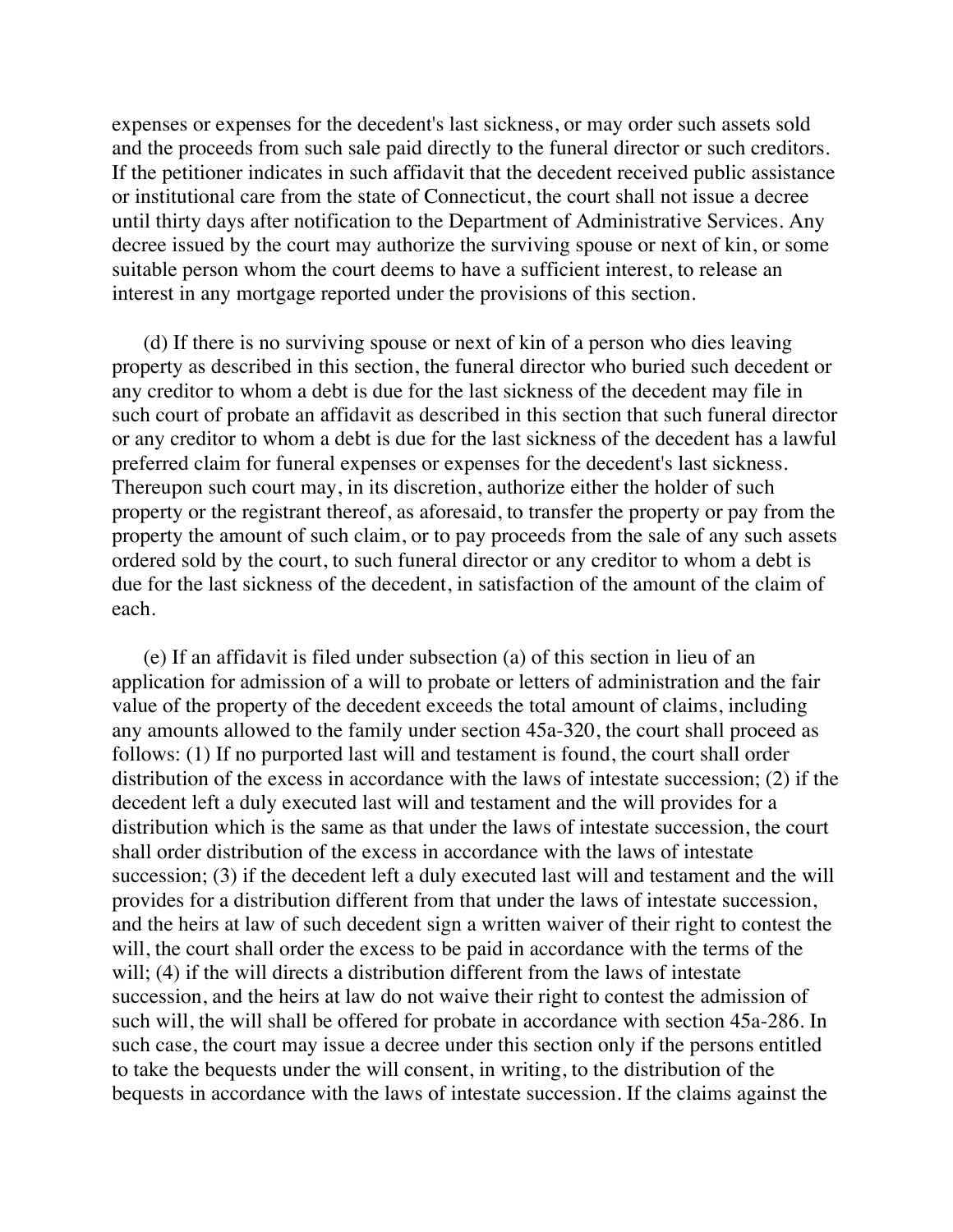expenses or expenses for the decedent's last sickness, or may order such assets sold and the proceeds from such sale paid directly to the funeral director or such creditors. If the petitioner indicates in such affidavit that the decedent received public assistance or institutional care from the state of Connecticut, the court shall not issue a decree until thirty days after notification to the Department of Administrative Services. Any decree issued by the court may authorize the surviving spouse or next of kin, or some suitable person whom the court deems to have a sufficient interest, to release an interest in any mortgage reported under the provisions of this section.

(d) If there is no surviving spouse or next of kin of a person who dies leaving property as described in this section, the funeral director who buried such decedent or any creditor to whom a debt is due for the last sickness of the decedent may file in such court of probate an affidavit as described in this section that such funeral director or any creditor to whom a debt is due for the last sickness of the decedent has a lawful preferred claim for funeral expenses or expenses for the decedent's last sickness. Thereupon such court may, in its discretion, authorize either the holder of such property or the registrant thereof, as aforesaid, to transfer the property or pay from the property the amount of such claim, or to pay proceeds from the sale of any such assets ordered sold by the court, to such funeral director or any creditor to whom a debt is due for the last sickness of the decedent, in satisfaction of the amount of the claim of each.

(e) If an affidavit is filed under subsection (a) of this section in lieu of an application for admission of a will to probate or letters of administration and the fair value of the property of the decedent exceeds the total amount of claims, including any amounts allowed to the family under section 45a-320, the court shall proceed as follows: (1) If no purported last will and testament is found, the court shall order distribution of the excess in accordance with the laws of intestate succession; (2) if the decedent left a duly executed last will and testament and the will provides for a distribution which is the same as that under the laws of intestate succession, the court shall order distribution of the excess in accordance with the laws of intestate succession; (3) if the decedent left a duly executed last will and testament and the will provides for a distribution different from that under the laws of intestate succession, and the heirs at law of such decedent sign a written waiver of their right to contest the will, the court shall order the excess to be paid in accordance with the terms of the will; (4) if the will directs a distribution different from the laws of intestate succession, and the heirs at law do not waive their right to contest the admission of such will, the will shall be offered for probate in accordance with section 45a-286. In such case, the court may issue a decree under this section only if the persons entitled to take the bequests under the will consent, in writing, to the distribution of the bequests in accordance with the laws of intestate succession. If the claims against the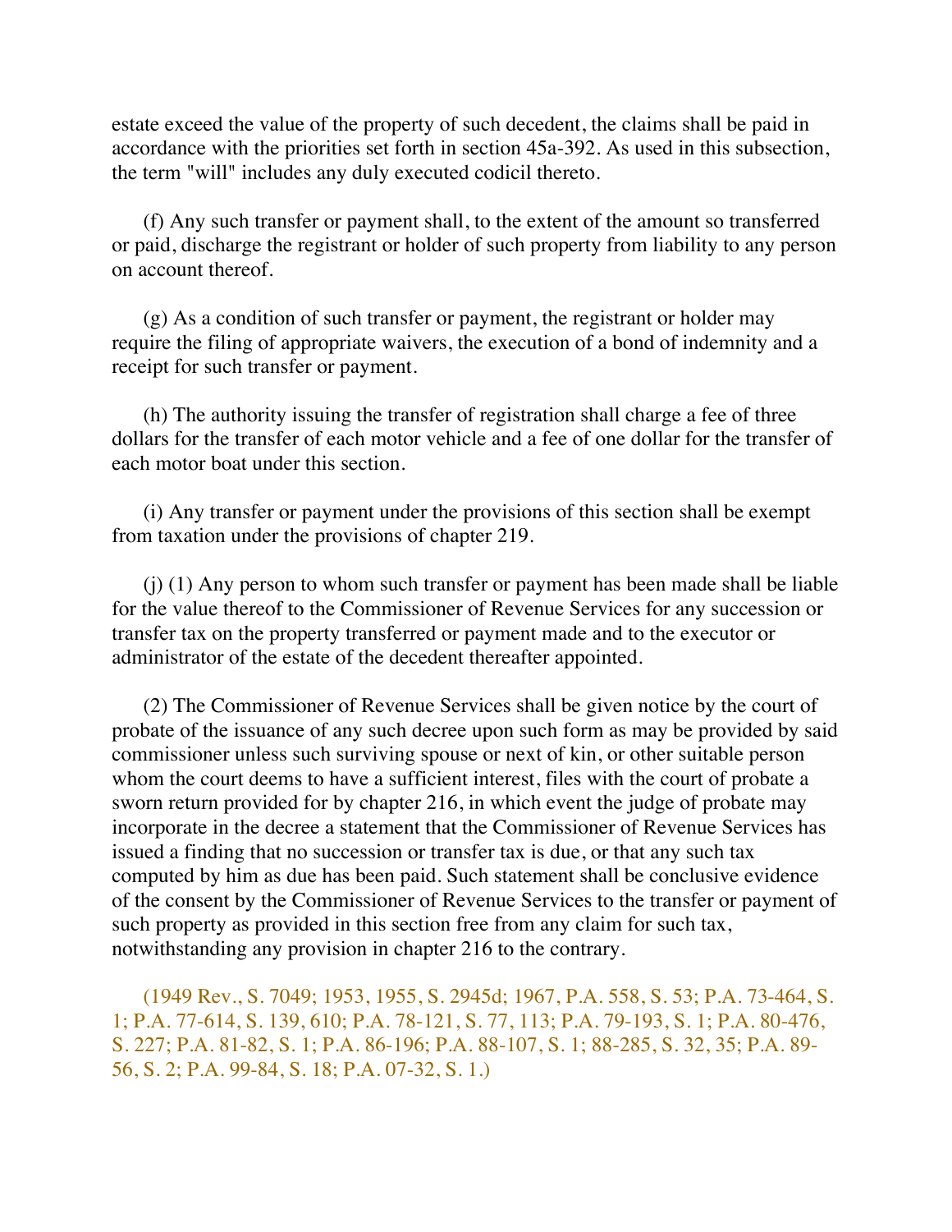estate exceed the value of the property of such decedent, the claims shall be paid in accordance with the priorities set forth in section 45a-392. As used in this subsection, the term "will" includes any duly executed codicil thereto.

(f) Any such transfer or payment shall, to the extent of the amount so transferred or paid, discharge the registrant or holder of such property from liability to any person on account thereof.

(g) As a condition of such transfer or payment, the registrant or holder may require the filing of appropriate waivers, the execution of a bond of indemnity and a receipt for such transfer or payment.

(h) The authority issuing the transfer of registration shall charge a fee of three dollars for the transfer of each motor vehicle and a fee of one dollar for the transfer of each motor boat under this section.

(i) Any transfer or payment under the provisions of this section shall be exempt from taxation under the provisions of chapter 219.

(j) (1) Any person to whom such transfer or payment has been made shall be liable for the value thereof to the Commissioner of Revenue Services for any succession or transfer tax on the property transferred or payment made and to the executor or administrator of the estate of the decedent thereafter appointed.

(2) The Commissioner of Revenue Services shall be given notice by the court of probate of the issuance of any such decree upon such form as may be provided by said commissioner unless such surviving spouse or next of kin, or other suitable person whom the court deems to have a sufficient interest, files with the court of probate a sworn return provided for by chapter 216, in which event the judge of probate may incorporate in the decree a statement that the Commissioner of Revenue Services has issued a finding that no succession or transfer tax is due, or that any such tax computed by him as due has been paid. Such statement shall be conclusive evidence of the consent by the Commissioner of Revenue Services to the transfer or payment of such property as provided in this section free from any claim for such tax, notwithstanding any provision in chapter 216 to the contrary.

(1949 Rev., S. 7049; 1953, 1955, S. 2945d; 1967, P.A. 558, S. 53; P.A. 73-464, S. 1; P.A. 77-614, S. 139, 610; P.A. 78-121, S. 77, 113; P.A. 79-193, S. 1; P.A. 80-476, S. 227; P.A. 81-82, S. 1; P.A. 86-196; P.A. 88-107, S. 1; 88-285, S. 32, 35; P.A. 89-56, S. 2; P.A. 99-84, S. 18; P.A. 07-32, S. 1.)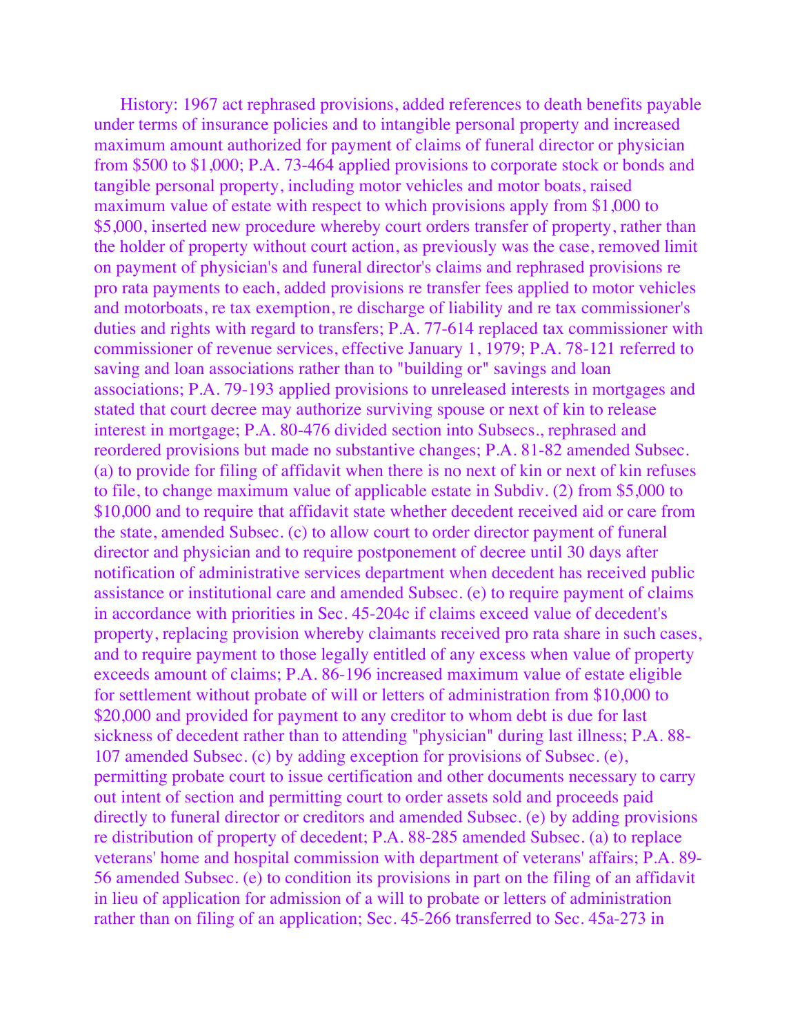History: 1967 act rephrased provisions, added references to death benefits payable under terms of insurance policies and to intangible personal property and increased maximum amount authorized for payment of claims of funeral director or physician from $500 to $1,000; P.A. 73-464 applied provisions to corporate stock or bonds and tangible personal property, including motor vehicles and motor boats, raised maximum value of estate with respect to which provisions apply from $1,000 to $5,000, inserted new procedure whereby court orders transfer of property, rather than the holder of property without court action, as previously was the case, removed limit on payment of physician's and funeral director's claims and rephrased provisions re pro rata payments to each, added provisions re transfer fees applied to motor vehicles and motorboats, re tax exemption, re discharge of liability and re tax commissioner's duties and rights with regard to transfers; P.A. 77-614 replaced tax commissioner with commissioner of revenue services, effective January 1, 1979; P.A. 78-121 referred to saving and loan associations rather than to "building or" savings and loan associations; P.A. 79-193 applied provisions to unreleased interests in mortgages and stated that court decree may authorize surviving spouse or next of kin to release interest in mortgage; P.A. 80-476 divided section into Subsecs., rephrased and reordered provisions but made no substantive changes; P.A. 81-82 amended Subsec. (a) to provide for filing of affidavit when there is no next of kin or next of kin refuses to file, to change maximum value of applicable estate in Subdiv. (2) from $5,000 to $10,000 and to require that affidavit state whether decedent received aid or care from the state, amended Subsec. (c) to allow court to order director payment of funeral director and physician and to require postponement of decree until 30 days after notification of administrative services department when decedent has received public assistance or institutional care and amended Subsec. (e) to require payment of claims in accordance with priorities in Sec. 45-204c if claims exceed value of decedent's property, replacing provision whereby claimants received pro rata share in such cases, and to require payment to those legally entitled of any excess when value of property exceeds amount of claims; P.A. 86-196 increased maximum value of estate eligible for settlement without probate of will or letters of administration from $10,000 to $20,000 and provided for payment to any creditor to whom debt is due for last sickness of decedent rather than to attending "physician" during last illness; P.A. 88-107 amended Subsec. (c) by adding exception for provisions of Subsec. (e), permitting probate court to issue certification and other documents necessary to carry out intent of section and permitting court to order assets sold and proceeds paid directly to funeral director or creditors and amended Subsec. (e) by adding provisions re distribution of property of decedent; P.A. 88-285 amended Subsec. (a) to replace veterans' home and hospital commission with department of veterans' affairs; P.A. 89-56 amended Subsec. (e) to condition its provisions in part on the filing of an affidavit in lieu of application for admission of a will to probate or letters of administration rather than on filing of an application; Sec. 45-266 transferred to Sec. 45a-273 in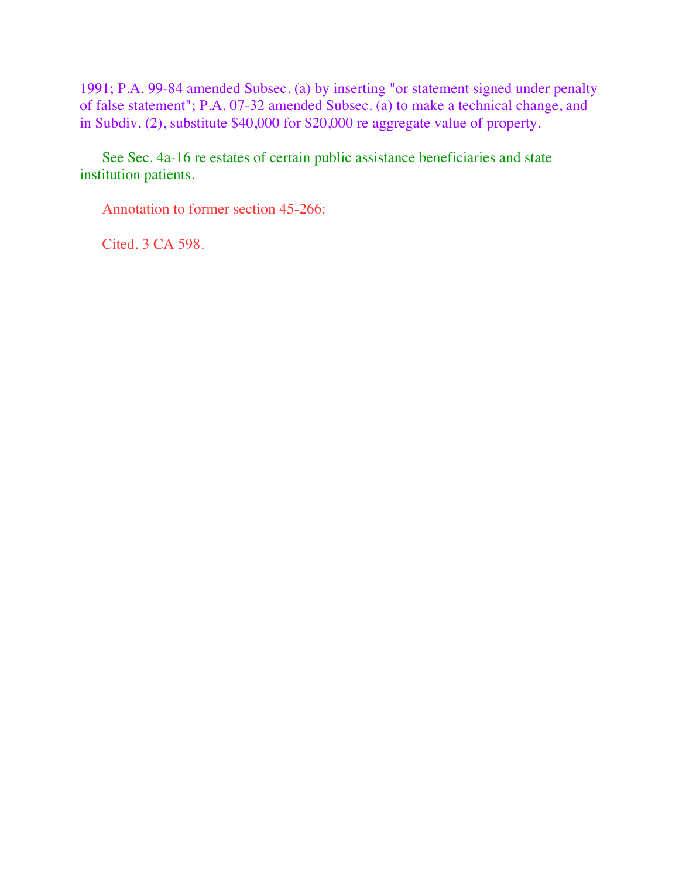1991; P.A. 99-84 amended Subsec. (a) by inserting "or statement signed under penalty of false statement"; P.A. 07-32 amended Subsec. (a) to make a technical change, and in Subdiv. (2), substitute $40,000 for $20,000 re aggregate value of property.

See Sec. 4a-16 re estates of certain public assistance beneficiaries and state institution patients.

Annotation to former section 45-266:

Cited. 3 CA 598.